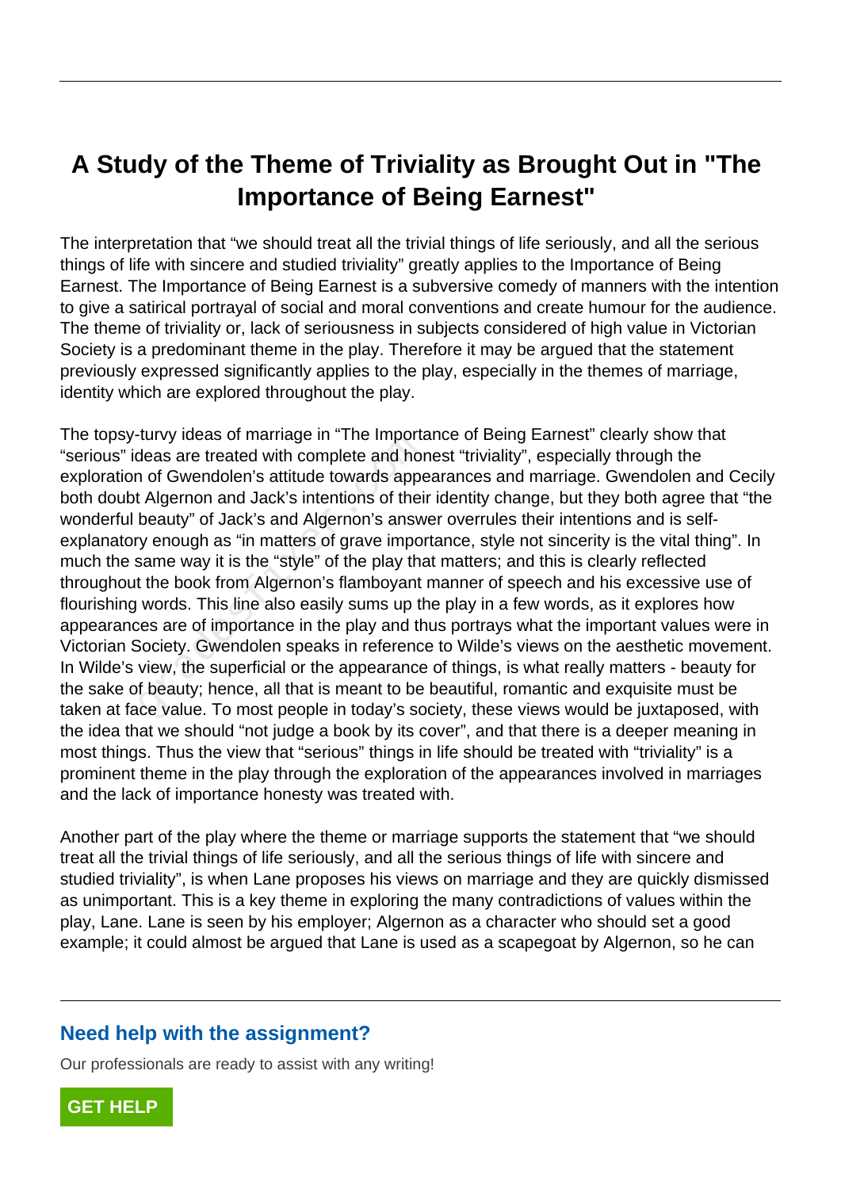# A Study of the Theme of Triviality as Brought Out in "The Importance of Being Earnest"

The interpretation that "we should treat all the trivial things of life seriously, and all the serious things of life with sincere and studied triviality" greatly applies to the Importance of Being Earnest. The Importance of Being Earnest is a subversive comedy of manners with the intention to give a satirical portrayal of social and moral conventions and create humour for the audience. The theme of triviality or, lack of seriousness in subjects considered of high value in Victorian Society is a predominant theme in the play. Therefore it may be argued that the statement previously expressed significantly applies to the play, especially in the themes of marriage, identity which are explored throughout the play.

The topsy-turvy ideas of marriage in "The Importance of Being Earnest" clearly show that "serious" ideas are treated with complete and honest "triviality", especially through the exploration of Gwendolen's attitude towards appearances and marriage. Gwendolen and Cecily both doubt Algernon and Jack's intentions of their identity change, but they both agree that "the wonderful beauty" of Jack's and Algernon's answer overrules their intentions and is self-explanatory enough as "in matters of grave importance, style not sincerity is the vital thing". In much the same way it is the "style" of the play that matters; and this is clearly reflected throughout the book from Algernon's flamboyant manner of speech and his excessive use of flourishing words. This line also easily sums up the play in a few words, as it explores how appearances are of importance in the play and thus portrays what the important values were in Victorian Society. Gwendolen speaks in reference to Wilde's views on the aesthetic movement. In Wilde's view, the superficial or the appearance of things, is what really matters - beauty for the sake of beauty; hence, all that is meant to be beautiful, romantic and exquisite must be taken at face value. To most people in today's society, these views would be juxtaposed, with the idea that we should "not judge a book by its cover", and that there is a deeper meaning in most things. Thus the view that "serious" things in life should be treated with "triviality" is a prominent theme in the play through the exploration of the appearances involved in marriages and the lack of importance honesty was treated with.

Another part of the play where the theme or marriage supports the statement that "we should treat all the trivial things of life seriously, and all the serious things of life with sincere and studied triviality", is when Lane proposes his views on marriage and they are quickly dismissed as unimportant. This is a key theme in exploring the many contradictions of values within the play, Lane. Lane is seen by his employer; Algernon as a character who should set a good example; it could almost be argued that Lane is used as a scapegoat by Algernon, so he can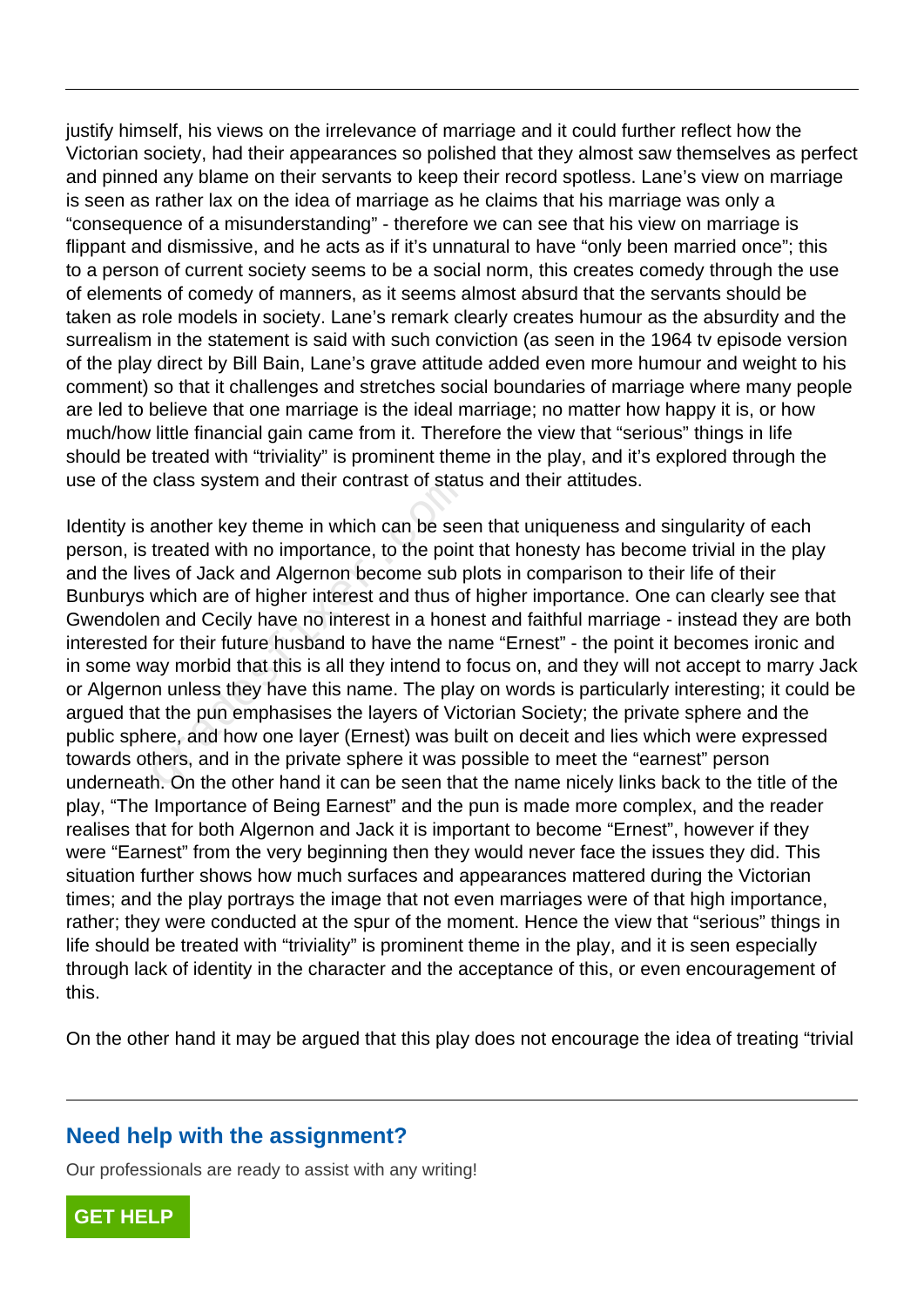justify himself, his views on the irrelevance of marriage and it could further reflect how the Victorian society, had their appearances so polished that they almost saw themselves as perfect and pinned any blame on their servants to keep their record spotless. Lane's view on marriage is seen as rather lax on the idea of marriage as he claims that his marriage was only a "consequence of a misunderstanding" - therefore we can see that his view on marriage is flippant and dismissive, and he acts as if it's unnatural to have "only been married once"; this to a person of current society seems to be a social norm, this creates comedy through the use of elements of comedy of manners, as it seems almost absurd that the servants should be taken as role models in society. Lane's remark clearly creates humour as the absurdity and the surrealism in the statement is said with such conviction (as seen in the 1964 tv episode version of the play direct by Bill Bain, Lane's grave attitude added even more humour and weight to his comment) so that it challenges and stretches social boundaries of marriage where many people are led to believe that one marriage is the ideal marriage; no matter how happy it is, or how much/how little financial gain came from it. Therefore the view that "serious" things in life should be treated with "triviality" is prominent theme in the play, and it's explored through the use of the class system and their contrast of status and their attitudes.

Identity is another key theme in which can be seen that uniqueness and singularity of each person, is treated with no importance, to the point that honesty has become trivial in the play and the lives of Jack and Algernon become sub plots in comparison to their life of their Bunburys which are of higher interest and thus of higher importance. One can clearly see that Gwendolen and Cecily have no interest in a honest and faithful marriage - instead they are both interested for their future husband to have the name "Ernest" - the point it becomes ironic and in some way morbid that this is all they intend to focus on, and they will not accept to marry Jack or Algernon unless they have this name. The play on words is particularly interesting; it could be argued that the pun emphasises the layers of Victorian Society; the private sphere and the public sphere, and how one layer (Ernest) was built on deceit and lies which were expressed towards others, and in the private sphere it was possible to meet the "earnest" person underneath. On the other hand it can be seen that the name nicely links back to the title of the play, "The Importance of Being Earnest" and the pun is made more complex, and the reader realises that for both Algernon and Jack it is important to become "Ernest", however if they were "Earnest" from the very beginning then they would never face the issues they did. This situation further shows how much surfaces and appearances mattered during the Victorian times; and the play portrays the image that not even marriages were of that high importance, rather; they were conducted at the spur of the moment. Hence the view that "serious" things in life should be treated with "triviality" is prominent theme in the play, and it is seen especially through lack of identity in the character and the acceptance of this, or even encouragement of this.

On the other hand it may be argued that this play does not encourage the idea of treating "trivial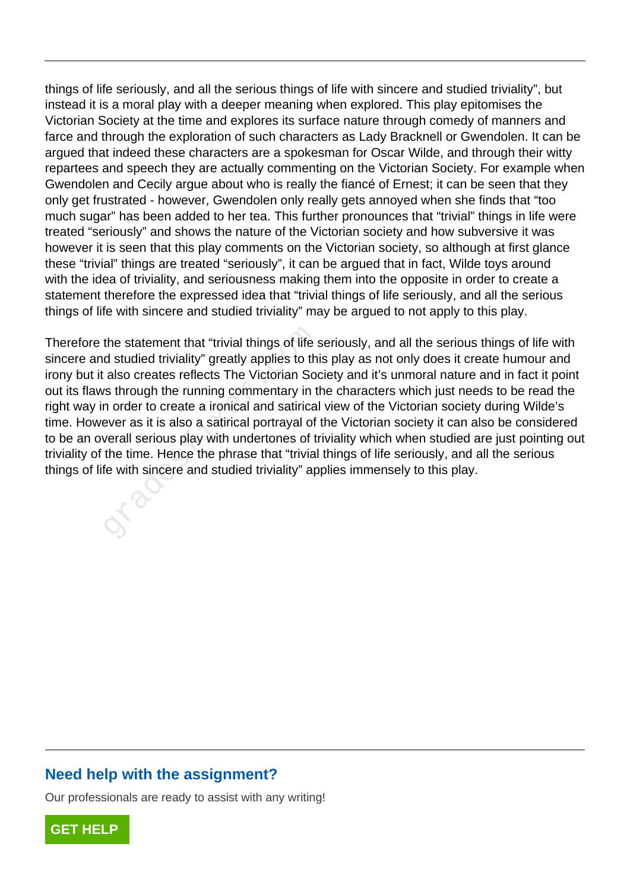things of life seriously, and all the serious things of life with sincere and studied triviality", but instead it is a moral play with a deeper meaning when explored. This play epitomises the Victorian Society at the time and explores its surface nature through comedy of manners and farce and through the exploration of such characters as Lady Bracknell or Gwendolen. It can be argued that indeed these characters are a spokesman for Oscar Wilde, and through their witty repartees and speech they are actually commenting on the Victorian Society. For example when Gwendolen and Cecily argue about who is really the fiancé of Ernest; it can be seen that they only get frustrated - however, Gwendolen only really gets annoyed when she finds that "too much sugar" has been added to her tea. This further pronounces that "trivial" things in life were treated "seriously" and shows the nature of the Victorian society and how subversive it was however it is seen that this play comments on the Victorian society, so although at first glance these "trivial" things are treated "seriously", it can be argued that in fact, Wilde toys around with the idea of triviality, and seriousness making them into the opposite in order to create a statement therefore the expressed idea that "trivial things of life seriously, and all the serious things of life with sincere and studied triviality" may be argued to not apply to this play.

Therefore the statement that "trivial things of life seriously, and all the serious things of life with sincere and studied triviality" greatly applies to this play as not only does it create humour and irony but it also creates reflects The Victorian Society and it's unmoral nature and in fact it point out its flaws through the running commentary in the characters which just needs to be read the right way in order to create a ironical and satirical view of the Victorian society during Wilde's time. However as it is also a satirical portrayal of the Victorian society it can also be considered to be an overall serious play with undertones of triviality which when studied are just pointing out triviality of the time. Hence the phrase that "trivial things of life seriously, and all the serious things of life with sincere and studied triviality" applies immensely to this play.

## Need help with the assignment?

Our professionals are ready to assist with any writing!

GET HELP